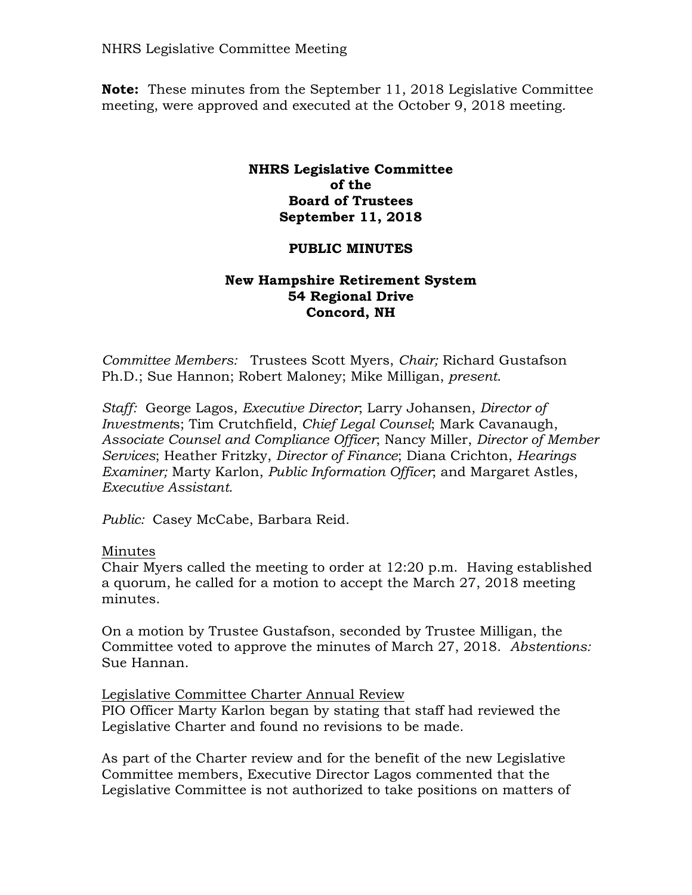NHRS Legislative Committee Meeting

**Note:** These minutes from the September 11, 2018 Legislative Committee meeting, were approved and executed at the October 9, 2018 meeting.

**NHRS Legislative Committee**
**of the**
**Board of Trustees**
**September 11, 2018**

**PUBLIC MINUTES**

**New Hampshire Retirement System**
**54 Regional Drive**
**Concord, NH**

*Committee Members:* Trustees Scott Myers, *Chair;* Richard Gustafson Ph.D.; Sue Hannon; Robert Maloney; Mike Milligan, *present*.

*Staff:* George Lagos, *Executive Director*; Larry Johansen, *Director of Investments*; Tim Crutchfield, *Chief Legal Counsel*; Mark Cavanaugh, *Associate Counsel and Compliance Officer*; Nancy Miller, *Director of Member Services*; Heather Fritzky, *Director of Finance*; Diana Crichton, *Hearings Examiner;* Marty Karlon, *Public Information Officer*; and Margaret Astles, *Executive Assistant*.

*Public:* Casey McCabe, Barbara Reid.

Minutes

Chair Myers called the meeting to order at 12:20 p.m. Having established a quorum, he called for a motion to accept the March 27, 2018 meeting minutes.

On a motion by Trustee Gustafson, seconded by Trustee Milligan, the Committee voted to approve the minutes of March 27, 2018. *Abstentions:* Sue Hannan.

Legislative Committee Charter Annual Review

PIO Officer Marty Karlon began by stating that staff had reviewed the Legislative Charter and found no revisions to be made.

As part of the Charter review and for the benefit of the new Legislative Committee members, Executive Director Lagos commented that the Legislative Committee is not authorized to take positions on matters of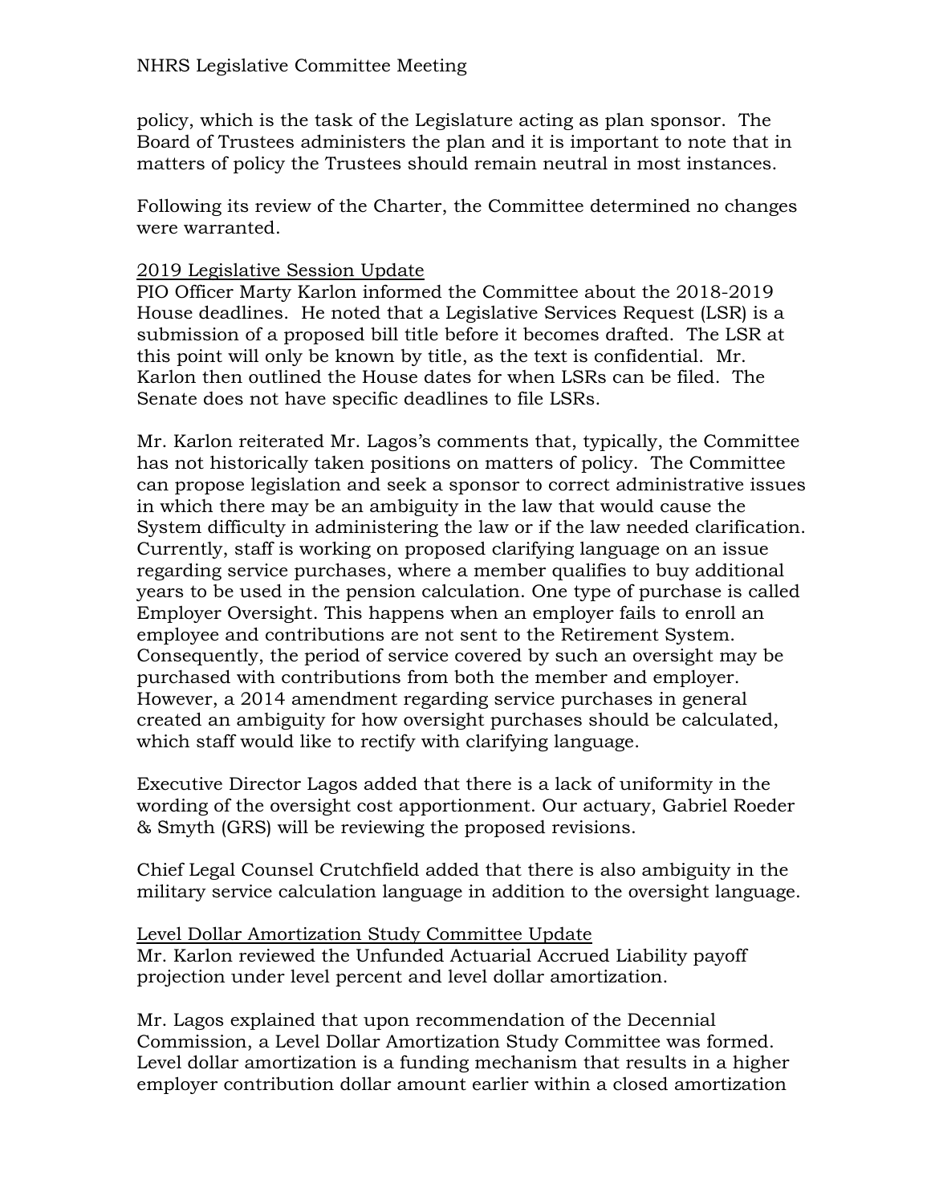policy, which is the task of the Legislature acting as plan sponsor. The Board of Trustees administers the plan and it is important to note that in matters of policy the Trustees should remain neutral in most instances.

Following its review of the Charter, the Committee determined no changes were warranted.

<u>2019 Legislative Session Update</u>

PIO Officer Marty Karlon informed the Committee about the 2018-2019 House deadlines. He noted that a Legislative Services Request (LSR) is a submission of a proposed bill title before it becomes drafted. The LSR at this point will only be known by title, as the text is confidential. Mr. Karlon then outlined the House dates for when LSRs can be filed. The Senate does not have specific deadlines to file LSRs.

Mr. Karlon reiterated Mr. Lagos's comments that, typically, the Committee has not historically taken positions on matters of policy. The Committee can propose legislation and seek a sponsor to correct administrative issues in which there may be an ambiguity in the law that would cause the System difficulty in administering the law or if the law needed clarification. Currently, staff is working on proposed clarifying language on an issue regarding service purchases, where a member qualifies to buy additional years to be used in the pension calculation. One type of purchase is called Employer Oversight. This happens when an employer fails to enroll an employee and contributions are not sent to the Retirement System. Consequently, the period of service covered by such an oversight may be purchased with contributions from both the member and employer. However, a 2014 amendment regarding service purchases in general created an ambiguity for how oversight purchases should be calculated, which staff would like to rectify with clarifying language.

Executive Director Lagos added that there is a lack of uniformity in the wording of the oversight cost apportionment. Our actuary, Gabriel Roeder & Smyth (GRS) will be reviewing the proposed revisions.

Chief Legal Counsel Crutchfield added that there is also ambiguity in the military service calculation language in addition to the oversight language.

<u>Level Dollar Amortization Study Committee Update</u>

Mr. Karlon reviewed the Unfunded Actuarial Accrued Liability payoff projection under level percent and level dollar amortization.

Mr. Lagos explained that upon recommendation of the Decennial Commission, a Level Dollar Amortization Study Committee was formed. Level dollar amortization is a funding mechanism that results in a higher employer contribution dollar amount earlier within a closed amortization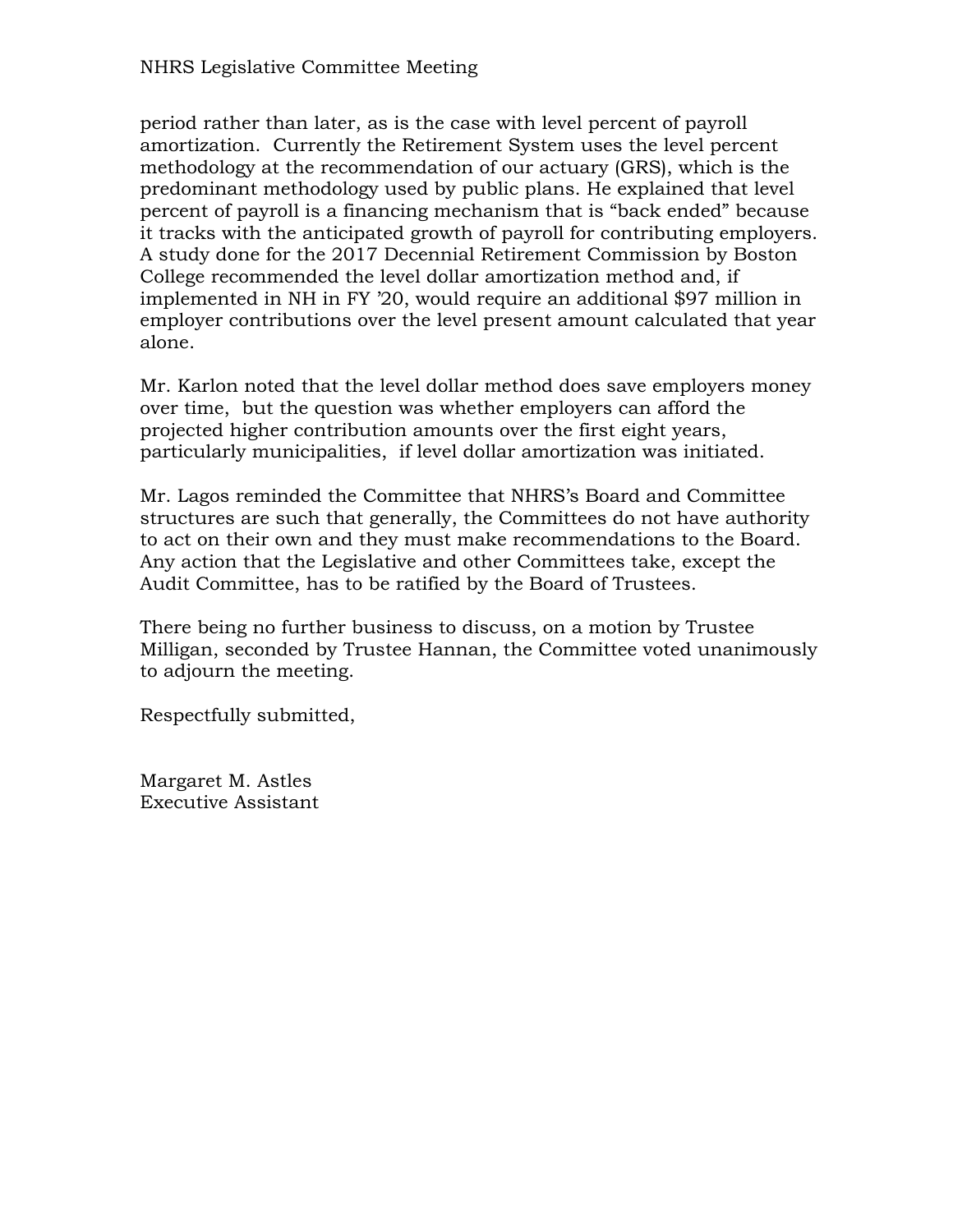period rather than later, as is the case with level percent of payroll amortization. Currently the Retirement System uses the level percent methodology at the recommendation of our actuary (GRS), which is the predominant methodology used by public plans. He explained that level percent of payroll is a financing mechanism that is "back ended" because it tracks with the anticipated growth of payroll for contributing employers. A study done for the 2017 Decennial Retirement Commission by Boston College recommended the level dollar amortization method and, if implemented in NH in FY '20, would require an additional $97 million in employer contributions over the level present amount calculated that year alone.

Mr. Karlon noted that the level dollar method does save employers money over time, but the question was whether employers can afford the projected higher contribution amounts over the first eight years, particularly municipalities, if level dollar amortization was initiated.

Mr. Lagos reminded the Committee that NHRS's Board and Committee structures are such that generally, the Committees do not have authority to act on their own and they must make recommendations to the Board. Any action that the Legislative and other Committees take, except the Audit Committee, has to be ratified by the Board of Trustees.

There being no further business to discuss, on a motion by Trustee Milligan, seconded by Trustee Hannan, the Committee voted unanimously to adjourn the meeting.

Respectfully submitted,

Margaret M. Astles
Executive Assistant